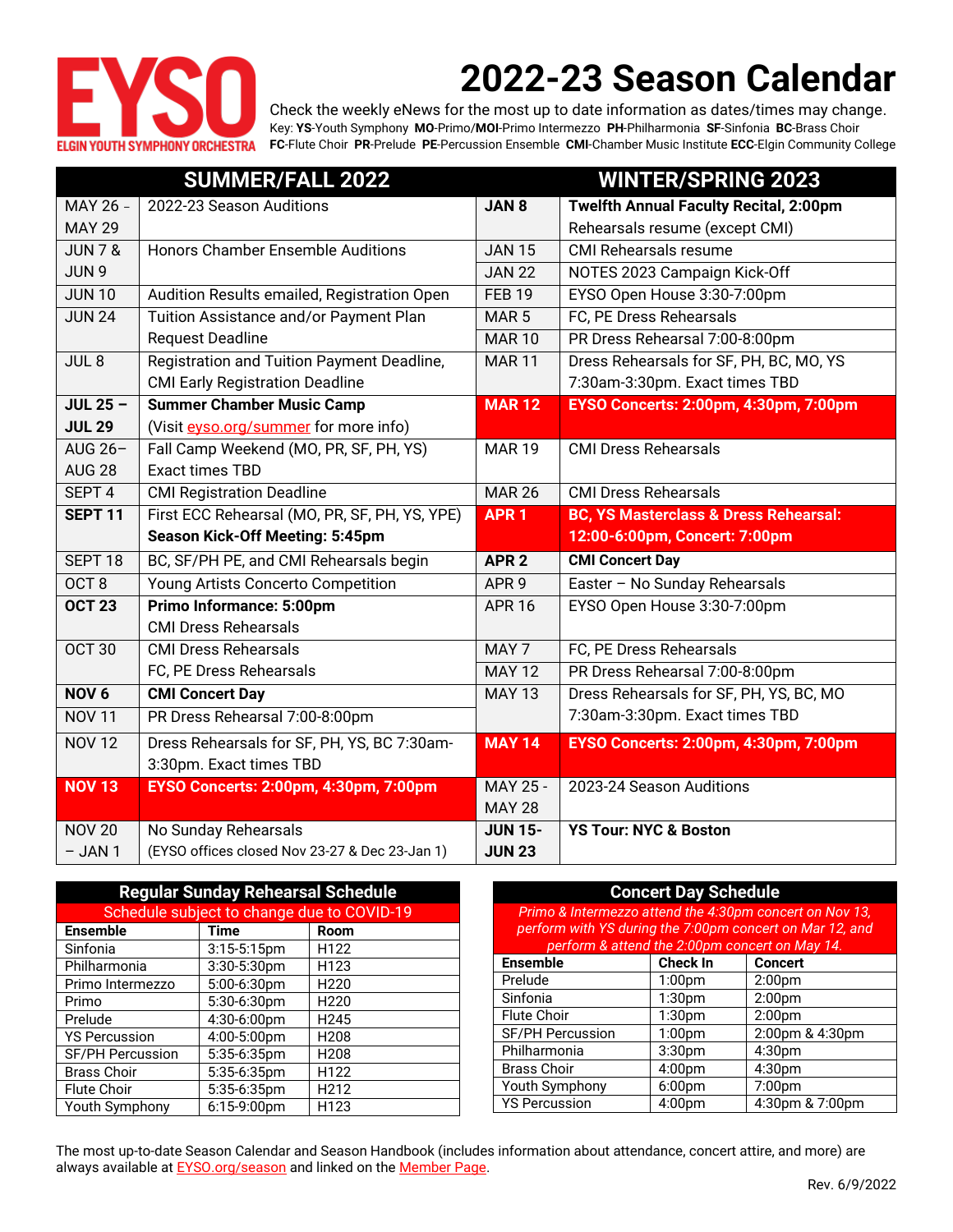EYSO
ELGIN YOUTH SYMPHONY ORCHESTRA

# 2022-23 Season Calendar

Check the weekly eNews for the most up to date information as dates/times may change.

Key: **YS**-Youth Symphony **MO**-Primo/**MOI**-Primo Intermezzo **PH**-Philharmonia **SF**-Sinfonia **BC**-Brass Choir **FC**-Flute Choir **PR**-Prelude **PE**-Percussion Ensemble **CMI**-Chamber Music Institute **ECC**-Elgin Community College

## SUMMER/FALL 2022

| Date | Event |
|---|---|
| MAY 26 - MAY 29 | 2022-23 Season Auditions |
| JUN 7 & JUN 9 | Honors Chamber Ensemble Auditions |
| JUN 10 | Audition Results emailed, Registration Open |
| JUN 24 | Tuition Assistance and/or Payment Plan Request Deadline |
| JUL 8 | Registration and Tuition Payment Deadline, CMI Early Registration Deadline |
| **JUL 25 – JUL 29** | **Summer Chamber Music Camp** (Visit eyso.org/summer for more info) |
| AUG 26– AUG 28 | Fall Camp Weekend (MO, PR, SF, PH, YS) Exact times TBD |
| SEPT 4 | CMI Registration Deadline |
| **SEPT 11** | First ECC Rehearsal (MO, PR, SF, PH, YS, YPE) **Season Kick-Off Meeting: 5:45pm** |
| SEPT 18 | BC, SF/PH PE, and CMI Rehearsals begin |
| OCT 8 | Young Artists Concerto Competition |
| **OCT 23** | **Primo Informance: 5:00pm** CMI Dress Rehearsals |
| OCT 30 | CMI Dress Rehearsals FC, PE Dress Rehearsals |
| **NOV 6** | **CMI Concert Day** |
| NOV 11 | PR Dress Rehearsal 7:00-8:00pm |
| NOV 12 | Dress Rehearsals for SF, PH, YS, BC 7:30am-3:30pm. Exact times TBD |
| **NOV 13** | **EYSO Concerts: 2:00pm, 4:30pm, 7:00pm** |
| NOV 20 – JAN 1 | No Sunday Rehearsals (EYSO offices closed Nov 23-27 & Dec 23-Jan 1) |

## WINTER/SPRING 2023

| Date | Event |
|---|---|
| **JAN 8** | **Twelfth Annual Faculty Recital, 2:00pm** Rehearsals resume (except CMI) |
| JAN 15 | CMI Rehearsals resume |
| JAN 22 | NOTES 2023 Campaign Kick-Off |
| FEB 19 | EYSO Open House 3:30-7:00pm |
| MAR 5 | FC, PE Dress Rehearsals |
| MAR 10 | PR Dress Rehearsal 7:00-8:00pm |
| MAR 11 | Dress Rehearsals for SF, PH, BC, MO, YS 7:30am-3:30pm. Exact times TBD |
| **MAR 12** | **EYSO Concerts: 2:00pm, 4:30pm, 7:00pm** |
| MAR 19 | CMI Dress Rehearsals |
| MAR 26 | CMI Dress Rehearsals |
| **APR 1** | **BC, YS Masterclass & Dress Rehearsal: 12:00-6:00pm, Concert: 7:00pm** |
| **APR 2** | **CMI Concert Day** |
| APR 9 | Easter – No Sunday Rehearsals |
| APR 16 | EYSO Open House 3:30-7:00pm |
| MAY 7 | FC, PE Dress Rehearsals |
| MAY 12 | PR Dress Rehearsal 7:00-8:00pm |
| MAY 13 | Dress Rehearsals for SF, PH, YS, BC, MO 7:30am-3:30pm. Exact times TBD |
| **MAY 14** | **EYSO Concerts: 2:00pm, 4:30pm, 7:00pm** |
| MAY 25 - MAY 28 | 2023-24 Season Auditions |
| **JUN 15- JUN 23** | **YS Tour: NYC & Boston** |

## Regular Sunday Rehearsal Schedule

Schedule subject to change due to COVID-19

| Ensemble | Time | Room |
|---|---|---|
| Sinfonia | 3:15-5:15pm | H122 |
| Philharmonia | 3:30-5:30pm | H123 |
| Primo Intermezzo | 5:00-6:30pm | H220 |
| Primo | 5:30-6:30pm | H220 |
| Prelude | 4:30-6:00pm | H245 |
| YS Percussion | 4:00-5:00pm | H208 |
| SF/PH Percussion | 5:35-6:35pm | H208 |
| Brass Choir | 5:35-6:35pm | H122 |
| Flute Choir | 5:35-6:35pm | H212 |
| Youth Symphony | 6:15-9:00pm | H123 |

## Concert Day Schedule

*Primo & Intermezzo attend the 4:30pm concert on Nov 13, perform with YS during the 7:00pm concert on Mar 12, and perform & attend the 2:00pm concert on May 14.*

| Ensemble | Check In | Concert |
|---|---|---|
| Prelude | 1:00pm | 2:00pm |
| Sinfonia | 1:30pm | 2:00pm |
| Flute Choir | 1:30pm | 2:00pm |
| SF/PH Percussion | 1:00pm | 2:00pm & 4:30pm |
| Philharmonia | 3:30pm | 4:30pm |
| Brass Choir | 4:00pm | 4:30pm |
| Youth Symphony | 6:00pm | 7:00pm |
| YS Percussion | 4:00pm | 4:30pm & 7:00pm |

The most up-to-date Season Calendar and Season Handbook (includes information about attendance, concert attire, and more) are always available at EYSO.org/season and linked on the Member Page.

Rev. 6/9/2022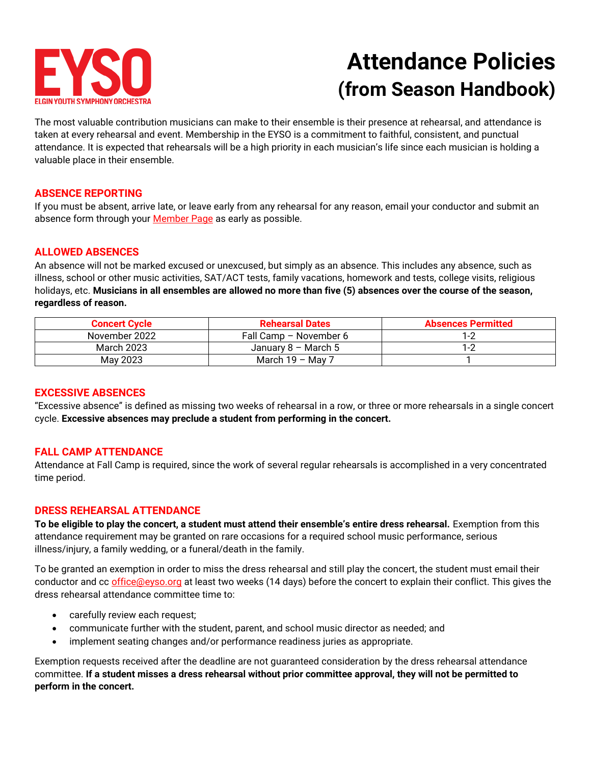EYSO
ELGIN YOUTH SYMPHONY ORCHESTRA

# Attendance Policies (from Season Handbook)

The most valuable contribution musicians can make to their ensemble is their presence at rehearsal, and attendance is taken at every rehearsal and event. Membership in the EYSO is a commitment to faithful, consistent, and punctual attendance. It is expected that rehearsals will be a high priority in each musician's life since each musician is holding a valuable place in their ensemble.

## ABSENCE REPORTING

If you must be absent, arrive late, or leave early from any rehearsal for any reason, email your conductor and submit an absence form through your Member Page as early as possible.

## ALLOWED ABSENCES

An absence will not be marked excused or unexcused, but simply as an absence. This includes any absence, such as illness, school or other music activities, SAT/ACT tests, family vacations, homework and tests, college visits, religious holidays, etc. **Musicians in all ensembles are allowed no more than five (5) absences over the course of the season, regardless of reason.**

| Concert Cycle | Rehearsal Dates | Absences Permitted |
|---|---|---|
| November 2022 | Fall Camp – November 6 | 1-2 |
| March 2023 | January 8 – March 5 | 1-2 |
| May 2023 | March 19 – May 7 | 1 |

## EXCESSIVE ABSENCES

"Excessive absence" is defined as missing two weeks of rehearsal in a row, or three or more rehearsals in a single concert cycle. **Excessive absences may preclude a student from performing in the concert.**

## FALL CAMP ATTENDANCE

Attendance at Fall Camp is required, since the work of several regular rehearsals is accomplished in a very concentrated time period.

## DRESS REHEARSAL ATTENDANCE

**To be eligible to play the concert, a student must attend their ensemble's entire dress rehearsal.** Exemption from this attendance requirement may be granted on rare occasions for a required school music performance, serious illness/injury, a family wedding, or a funeral/death in the family.

To be granted an exemption in order to miss the dress rehearsal and still play the concert, the student must email their conductor and cc office@eyso.org at least two weeks (14 days) before the concert to explain their conflict. This gives the dress rehearsal attendance committee time to:

- carefully review each request;
- communicate further with the student, parent, and school music director as needed; and
- implement seating changes and/or performance readiness juries as appropriate.

Exemption requests received after the deadline are not guaranteed consideration by the dress rehearsal attendance committee. **If a student misses a dress rehearsal without prior committee approval, they will not be permitted to perform in the concert.**